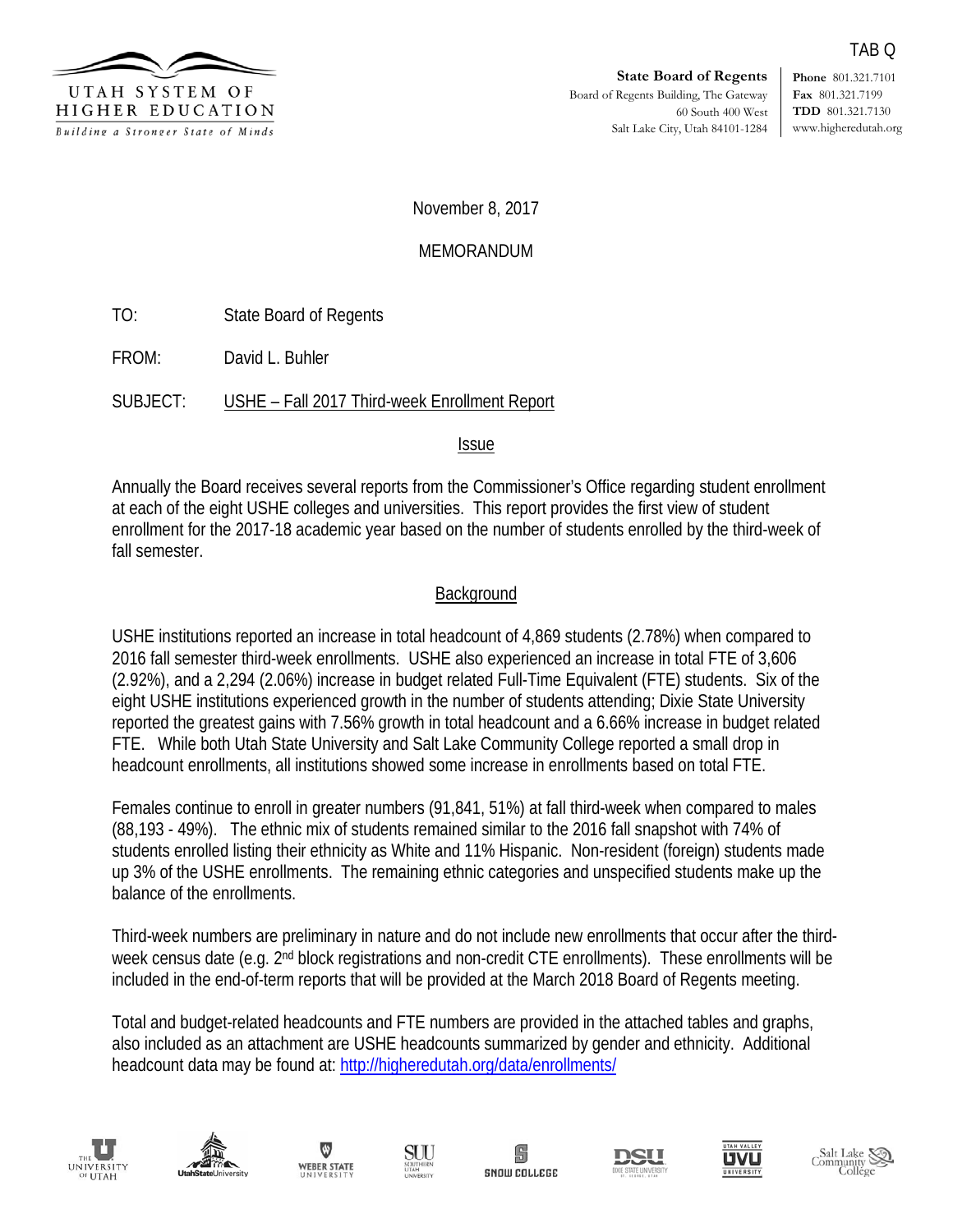TAB Q

UTAH SYSTEM OF HIGHER EDUCATION
*Building a Stronger State of Minds*

**State Board of Regents**
Board of Regents Building, The Gateway
60 South 400 West
Salt Lake City, Utah 84101-1284

**Phone** 801.321.7101
**Fax** 801.321.7199
**TDD** 801.321.7130
www.higheredutah.org

November 8, 2017

MEMORANDUM

TO: State Board of Regents

FROM: David L. Buhler

SUBJECT: USHE – Fall 2017 Third-week Enrollment Report

## Issue

Annually the Board receives several reports from the Commissioner's Office regarding student enrollment at each of the eight USHE colleges and universities. This report provides the first view of student enrollment for the 2017-18 academic year based on the number of students enrolled by the third-week of fall semester.

## Background

USHE institutions reported an increase in total headcount of 4,869 students (2.78%) when compared to 2016 fall semester third-week enrollments. USHE also experienced an increase in total FTE of 3,606 (2.92%), and a 2,294 (2.06%) increase in budget related Full-Time Equivalent (FTE) students. Six of the eight USHE institutions experienced growth in the number of students attending; Dixie State University reported the greatest gains with 7.56% growth in total headcount and a 6.66% increase in budget related FTE. While both Utah State University and Salt Lake Community College reported a small drop in headcount enrollments, all institutions showed some increase in enrollments based on total FTE.

Females continue to enroll in greater numbers (91,841, 51%) at fall third-week when compared to males (88,193 - 49%). The ethnic mix of students remained similar to the 2016 fall snapshot with 74% of students enrolled listing their ethnicity as White and 11% Hispanic. Non-resident (foreign) students made up 3% of the USHE enrollments. The remaining ethnic categories and unspecified students make up the balance of the enrollments.

Third-week numbers are preliminary in nature and do not include new enrollments that occur after the third-week census date (e.g. 2nd block registrations and non-credit CTE enrollments). These enrollments will be included in the end-of-term reports that will be provided at the March 2018 Board of Regents meeting.

Total and budget-related headcounts and FTE numbers are provided in the attached tables and graphs, also included as an attachment are USHE headcounts summarized by gender and ethnicity. Additional headcount data may be found at: http://higheredutah.org/data/enrollments/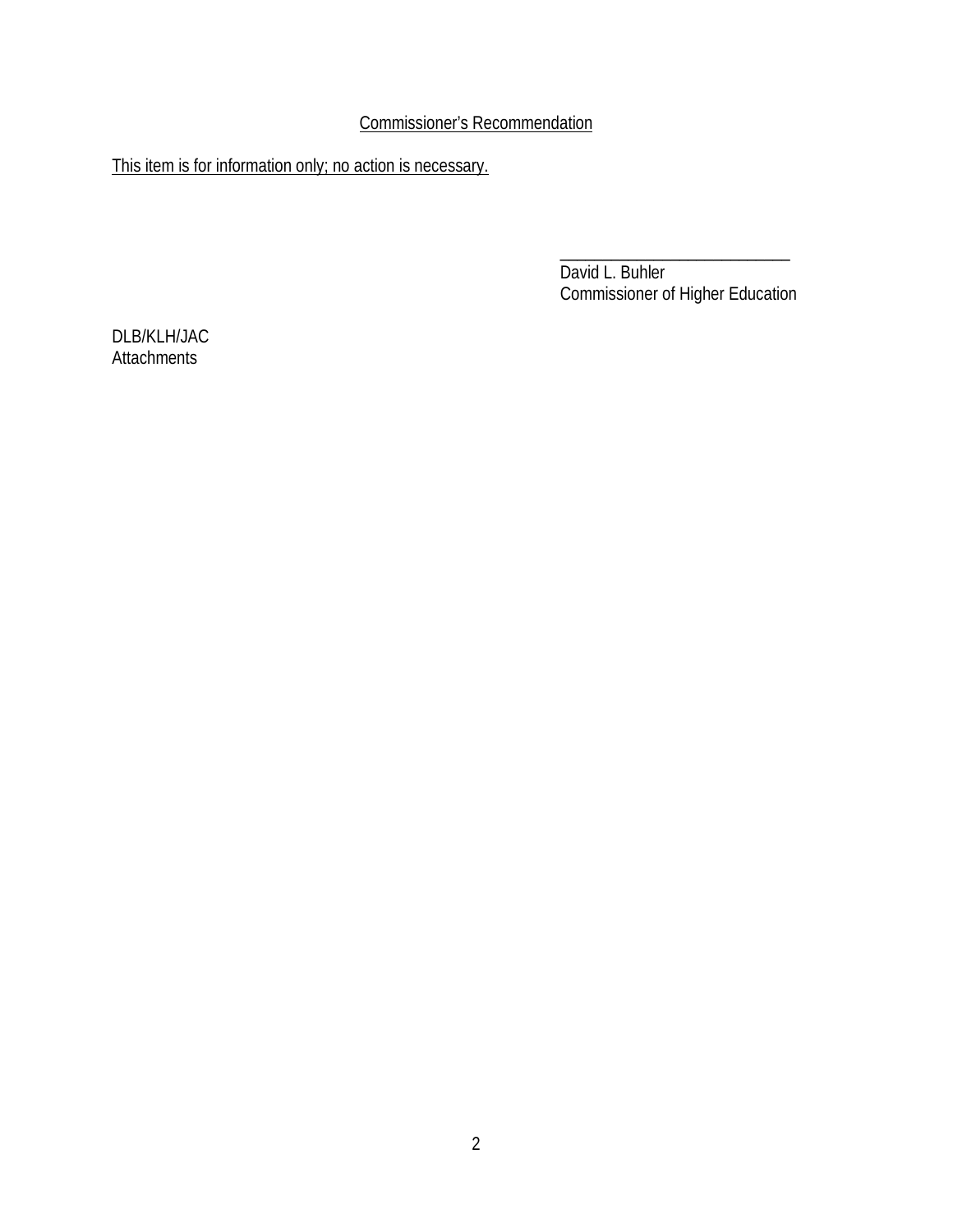<u>Commissioner's Recommendation</u>

<u>This item is for information only; no action is necessary.</u>

\_\_\_\_\_\_\_\_\_\_\_\_\_\_\_\_\_\_\_\_\_\_\_\_\_\_\_\_
David L. Buhler
Commissioner of Higher Education

DLB/KLH/JAC
Attachments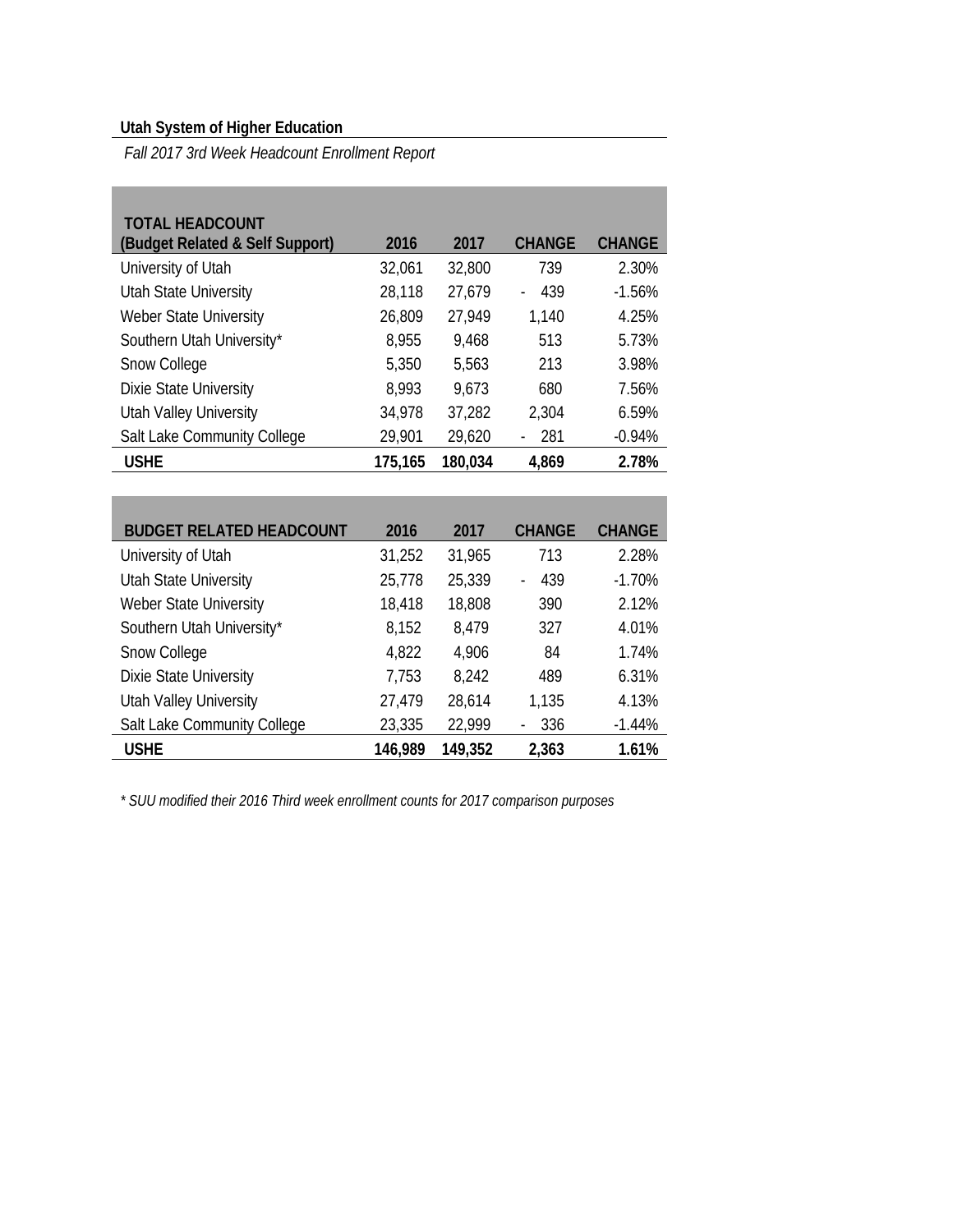**Utah System of Higher Education**

*Fall 2017 3rd Week Headcount Enrollment Report*

| TOTAL HEADCOUNT (Budget Related & Self Support) | 2016 | 2017 | CHANGE | CHANGE |
|---|---|---|---|---|
| University of Utah | 32,061 | 32,800 | 739 | 2.30% |
| Utah State University | 28,118 | 27,679 | - 439 | -1.56% |
| Weber State University | 26,809 | 27,949 | 1,140 | 4.25% |
| Southern Utah University* | 8,955 | 9,468 | 513 | 5.73% |
| Snow College | 5,350 | 5,563 | 213 | 3.98% |
| Dixie State University | 8,993 | 9,673 | 680 | 7.56% |
| Utah Valley University | 34,978 | 37,282 | 2,304 | 6.59% |
| Salt Lake Community College | 29,901 | 29,620 | - 281 | -0.94% |
| **USHE** | **175,165** | **180,034** | **4,869** | **2.78%** |

| BUDGET RELATED HEADCOUNT | 2016 | 2017 | CHANGE | CHANGE |
|---|---|---|---|---|
| University of Utah | 31,252 | 31,965 | 713 | 2.28% |
| Utah State University | 25,778 | 25,339 | - 439 | -1.70% |
| Weber State University | 18,418 | 18,808 | 390 | 2.12% |
| Southern Utah University* | 8,152 | 8,479 | 327 | 4.01% |
| Snow College | 4,822 | 4,906 | 84 | 1.74% |
| Dixie State University | 7,753 | 8,242 | 489 | 6.31% |
| Utah Valley University | 27,479 | 28,614 | 1,135 | 4.13% |
| Salt Lake Community College | 23,335 | 22,999 | - 336 | -1.44% |
| **USHE** | **146,989** | **149,352** | **2,363** | **1.61%** |

*\* SUU modified their 2016 Third week enrollment counts for 2017 comparison purposes*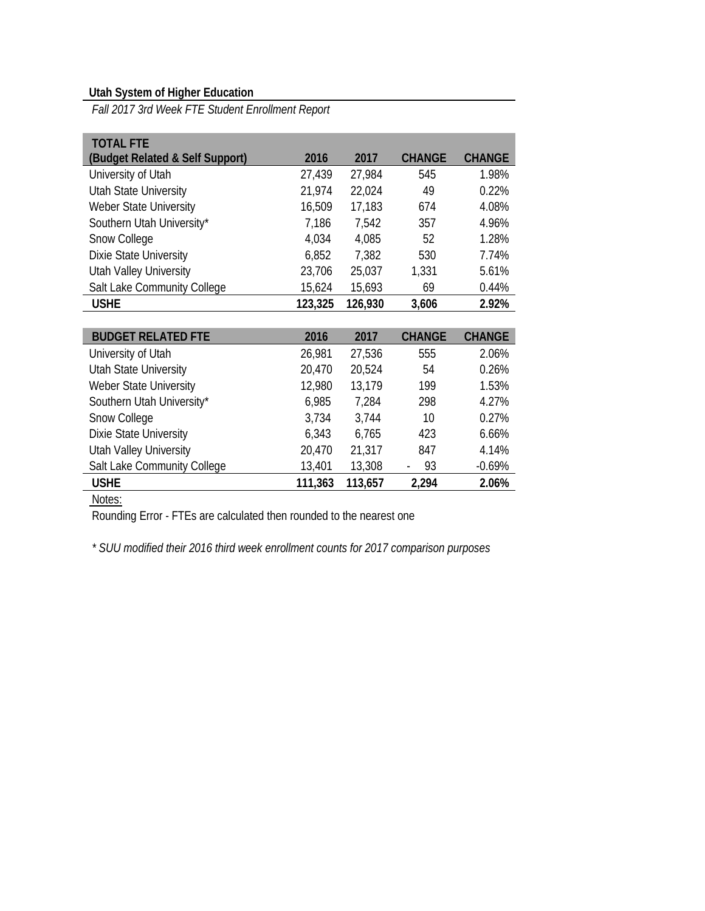**Utah System of Higher Education**

*Fall 2017 3rd Week FTE Student Enrollment Report*

| TOTAL FTE (Budget Related & Self Support) | 2016 | 2017 | CHANGE | CHANGE |
|---|---|---|---|---|
| University of Utah | 27,439 | 27,984 | 545 | 1.98% |
| Utah State University | 21,974 | 22,024 | 49 | 0.22% |
| Weber State University | 16,509 | 17,183 | 674 | 4.08% |
| Southern Utah University* | 7,186 | 7,542 | 357 | 4.96% |
| Snow College | 4,034 | 4,085 | 52 | 1.28% |
| Dixie State University | 6,852 | 7,382 | 530 | 7.74% |
| Utah Valley University | 23,706 | 25,037 | 1,331 | 5.61% |
| Salt Lake Community College | 15,624 | 15,693 | 69 | 0.44% |
| **USHE** | **123,325** | **126,930** | **3,606** | **2.92%** |

| BUDGET RELATED FTE | 2016 | 2017 | CHANGE | CHANGE |
|---|---|---|---|---|
| University of Utah | 26,981 | 27,536 | 555 | 2.06% |
| Utah State University | 20,470 | 20,524 | 54 | 0.26% |
| Weber State University | 12,980 | 13,179 | 199 | 1.53% |
| Southern Utah University* | 6,985 | 7,284 | 298 | 4.27% |
| Snow College | 3,734 | 3,744 | 10 | 0.27% |
| Dixie State University | 6,343 | 6,765 | 423 | 6.66% |
| Utah Valley University | 20,470 | 21,317 | 847 | 4.14% |
| Salt Lake Community College | 13,401 | 13,308 | - 93 | -0.69% |
| **USHE** | **111,363** | **113,657** | **2,294** | **2.06%** |

Notes:

Rounding Error - FTEs are calculated then rounded to the nearest one

*\* SUU modified their 2016 third week enrollment counts for 2017 comparison purposes*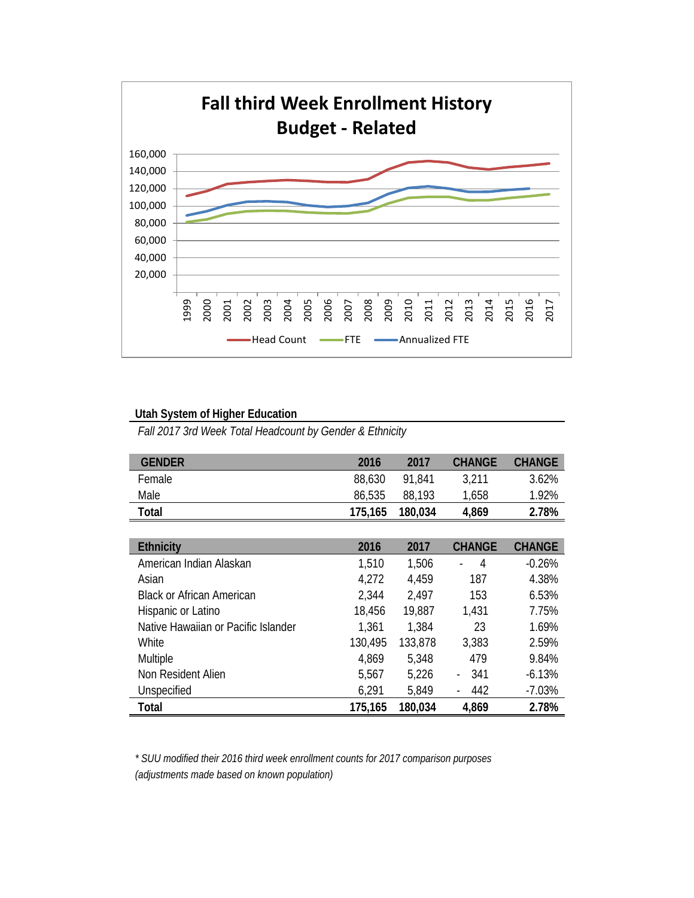## Fall third Week Enrollment History Budget - Related

Head Count | FTE | Annualized FTE

**Utah System of Higher Education**

*Fall 2017 3rd Week Total Headcount by Gender & Ethnicity*

| GENDER | 2016 | 2017 | CHANGE | CHANGE |
|---|---|---|---|---|
| Female | 88,630 | 91,841 | 3,211 | 3.62% |
| Male | 86,535 | 88,193 | 1,658 | 1.92% |
| **Total** | **175,165** | **180,034** | **4,869** | **2.78%** |

| Ethnicity | 2016 | 2017 | CHANGE | CHANGE |
|---|---|---|---|---|
| American Indian Alaskan | 1,510 | 1,506 | - 4 | -0.26% |
| Asian | 4,272 | 4,459 | 187 | 4.38% |
| Black or African American | 2,344 | 2,497 | 153 | 6.53% |
| Hispanic or Latino | 18,456 | 19,887 | 1,431 | 7.75% |
| Native Hawaiian or Pacific Islander | 1,361 | 1,384 | 23 | 1.69% |
| White | 130,495 | 133,878 | 3,383 | 2.59% |
| Multiple | 4,869 | 5,348 | 479 | 9.84% |
| Non Resident Alien | 5,567 | 5,226 | - 341 | -6.13% |
| Unspecified | 6,291 | 5,849 | - 442 | -7.03% |
| **Total** | **175,165** | **180,034** | **4,869** | **2.78%** |

*\* SUU modified their 2016 third week enrollment counts for 2017 comparison purposes (adjustments made based on known population)*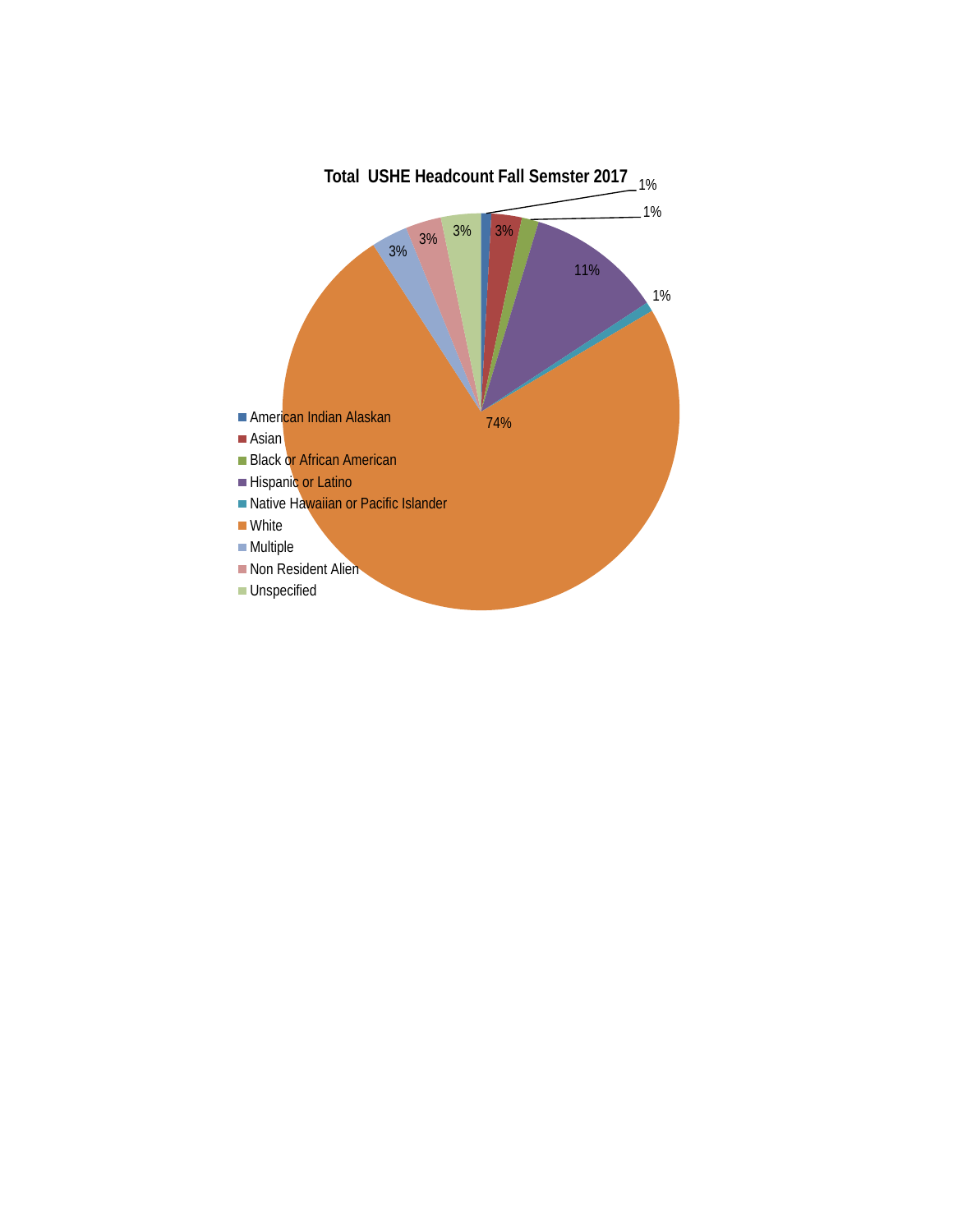**Total USHE Headcount Fall Semster 2017**

1%

1%

3%

3%

3%

3%

11%

1%

74%

American Indian Alaskan

Asian

Black or African American

Hispanic or Latino

Native Hawaiian or Pacific Islander

White

Multiple

Non Resident Alien

Unspecified